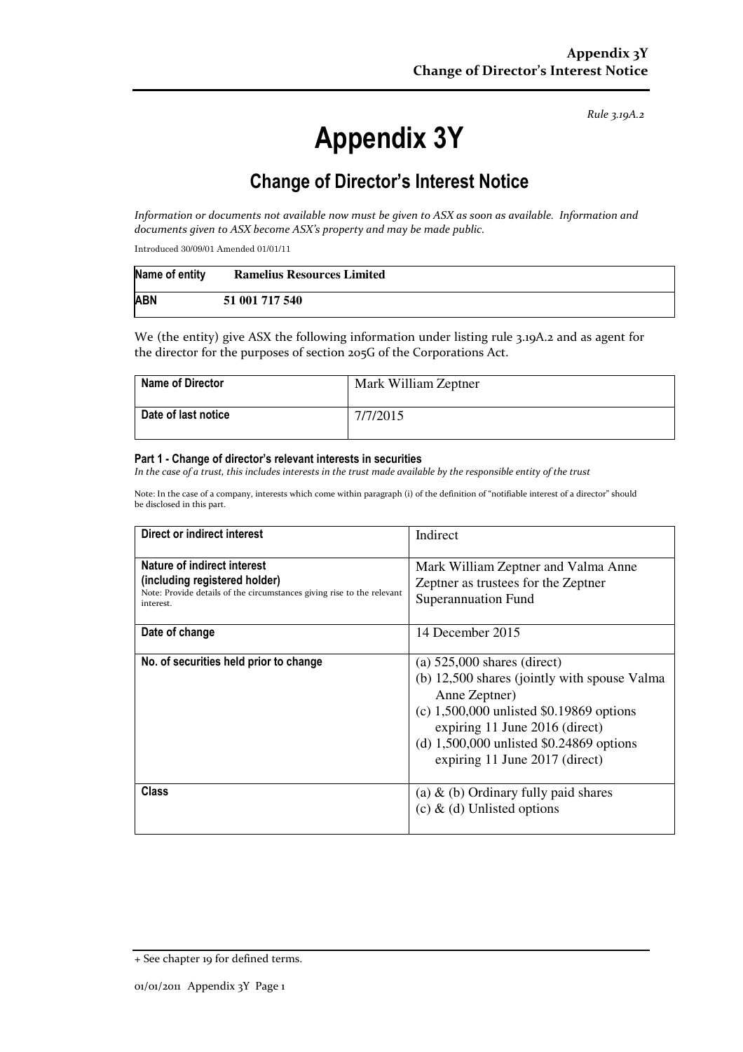*Rule 3.19A.2*

# Appendix 3Y

## Change of Director's Interest Notice

*Information or documents not available now must be given to ASX as soon as available. Information and documents given to ASX become ASX's property and may be made public.*

Introduced 30/09/01 Amended 01/01/11

| Name of entity | Ramelius Resources Limited |
|---|---|
| ABN | 51 001 717 540 |

We (the entity) give ASX the following information under listing rule 3.19A.2 and as agent for the director for the purposes of section 205G of the Corporations Act.

| Name of Director | Mark William Zeptner |
|---|---|
| Date of last notice | 7/7/2015 |

#### Part 1 - Change of director's relevant interests in securities

*In the case of a trust, this includes interests in the trust made available by the responsible entity of the trust*

Note: In the case of a company, interests which come within paragraph (i) of the definition of "notifiable interest of a director" should be disclosed in this part.

| Direct or indirect interest | Indirect |
|---|---|
| **Nature of indirect interest (including registered holder)**<br>Note: Provide details of the circumstances giving rise to the relevant interest. | Mark William Zeptner and Valma Anne Zeptner as trustees for the Zeptner Superannuation Fund |
| **Date of change** | 14 December 2015 |
| **No. of securities held prior to change** | (a) 525,000 shares (direct)<br>(b) 12,500 shares (jointly with spouse Valma Anne Zeptner)<br>(c) 1,500,000 unlisted \$0.19869 options expiring 11 June 2016 (direct)<br>(d) 1,500,000 unlisted \$0.24869 options expiring 11 June 2017 (direct) |
| **Class** | (a) & (b) Ordinary fully paid shares<br>(c) & (d) Unlisted options |

+ See chapter 19 for defined terms.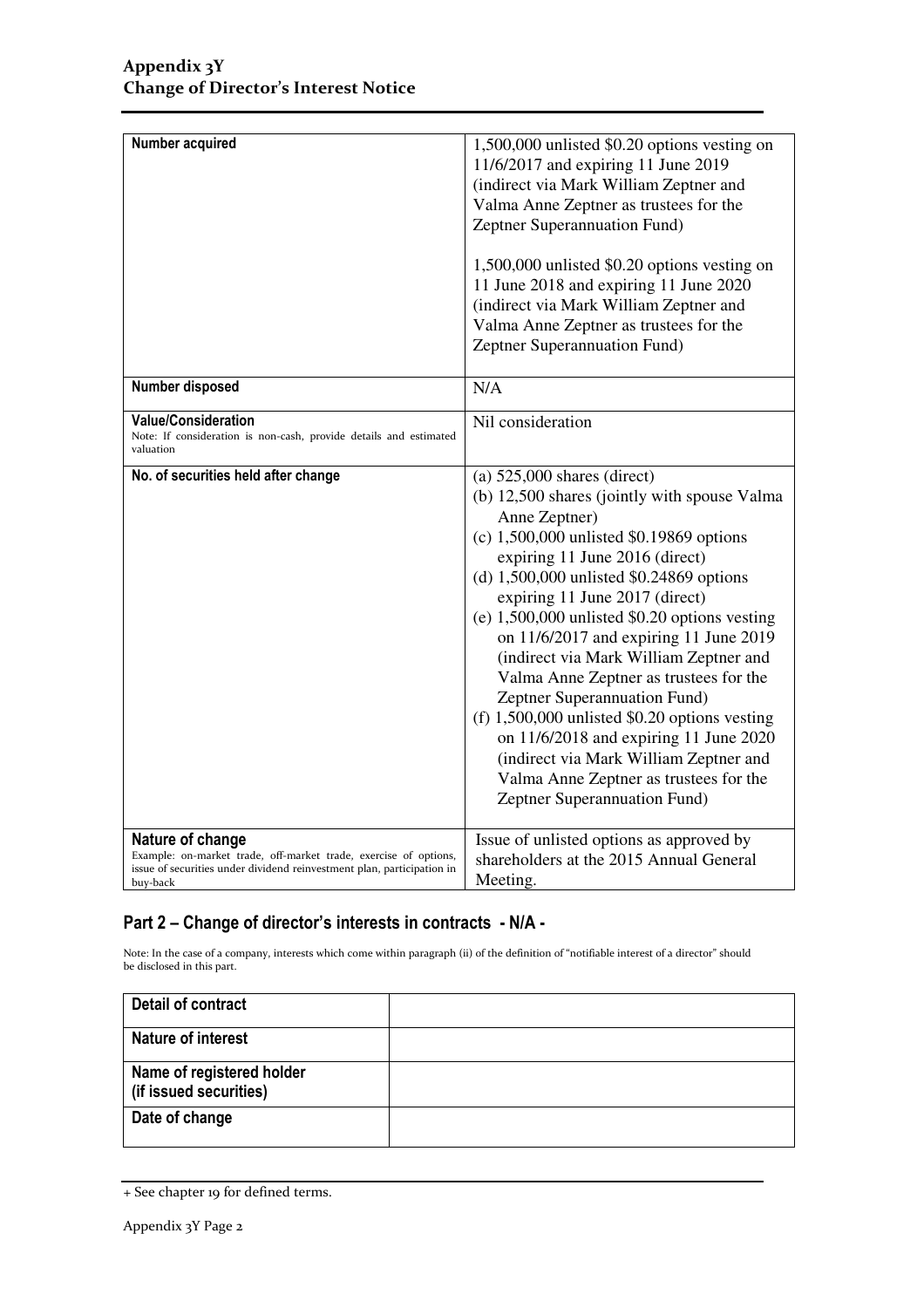| | |
|---|---|
| **Number acquired** | 1,500,000 unlisted $0.20 options vesting on 11/6/2017 and expiring 11 June 2019 (indirect via Mark William Zeptner and Valma Anne Zeptner as trustees for the Zeptner Superannuation Fund)<br><br>1,500,000 unlisted $0.20 options vesting on 11 June 2018 and expiring 11 June 2020 (indirect via Mark William Zeptner and Valma Anne Zeptner as trustees for the Zeptner Superannuation Fund) |
| **Number disposed** | N/A |
| **Value/Consideration**<br>Note: If consideration is non-cash, provide details and estimated valuation | Nil consideration |
| **No. of securities held after change** | (a) 525,000 shares (direct)<br>(b) 12,500 shares (jointly with spouse Valma Anne Zeptner)<br>(c) 1,500,000 unlisted $0.19869 options expiring 11 June 2016 (direct)<br>(d) 1,500,000 unlisted $0.24869 options expiring 11 June 2017 (direct)<br>(e) 1,500,000 unlisted $0.20 options vesting on 11/6/2017 and expiring 11 June 2019 (indirect via Mark William Zeptner and Valma Anne Zeptner as trustees for the Zeptner Superannuation Fund)<br>(f) 1,500,000 unlisted $0.20 options vesting on 11/6/2018 and expiring 11 June 2020 (indirect via Mark William Zeptner and Valma Anne Zeptner as trustees for the Zeptner Superannuation Fund) |
| **Nature of change**<br>Example: on-market trade, off-market trade, exercise of options, issue of securities under dividend reinvestment plan, participation in buy-back | Issue of unlisted options as approved by shareholders at the 2015 Annual General Meeting. |

## Part 2 – Change of director's interests in contracts - N/A -

Note: In the case of a company, interests which come within paragraph (ii) of the definition of "notifiable interest of a director" should be disclosed in this part.

| | |
|---|---|
| **Detail of contract** | |
| **Nature of interest** | |
| **Name of registered holder (if issued securities)** | |
| **Date of change** | |

+ See chapter 19 for defined terms.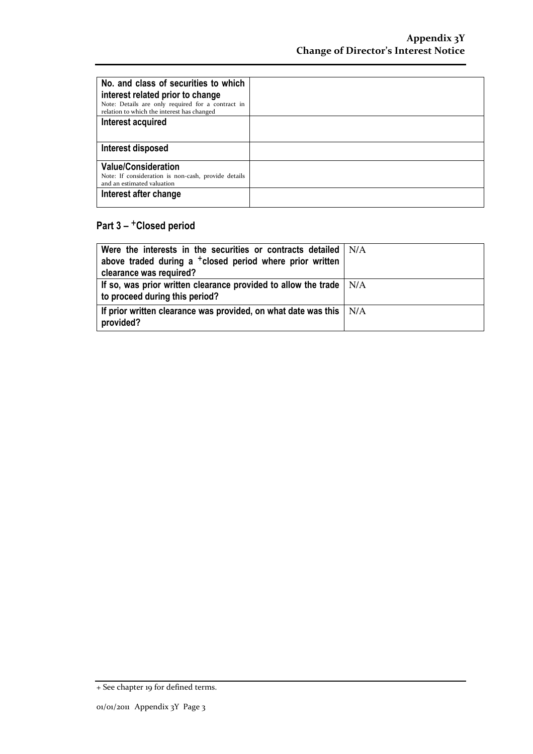| | |
|---|---|
| **No. and class of securities to which interest related prior to change**<br>Note: Details are only required for a contract in relation to which the interest has changed | |
| **Interest acquired** | |
| **Interest disposed** | |
| **Value/Consideration**<br>Note: If consideration is non-cash, provide details and an estimated valuation | |
| **Interest after change** | |

## Part 3 – +Closed period

| | |
|---|---|
| **Were the interests in the securities or contracts detailed above traded during a +closed period where prior written clearance was required?** | N/A |
| **If so, was prior written clearance provided to allow the trade to proceed during this period?** | N/A |
| **If prior written clearance was provided, on what date was this provided?** | N/A |

+ See chapter 19 for defined terms.